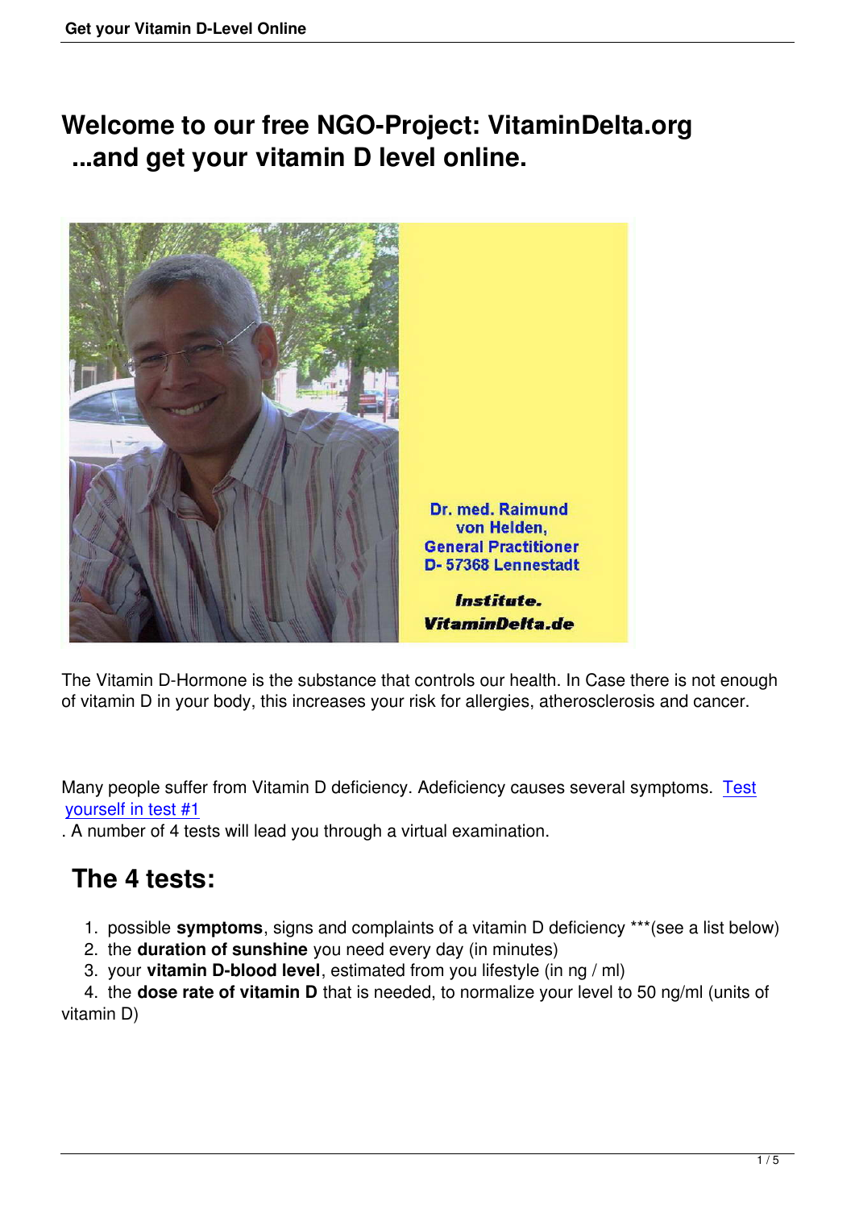# Welcome to our free NGO-Project: VitaminDelta.org ...and get your vitamin D level online.

The Vitamin D-Hormone is the substance that controls our health. In Case there is not enough of vitamin D in your body, this increases your risk for allergies, atherosclerosis and cancer.

Many people suffer from Vitamin D deficiency. Adeficiency causes several symptoms. Test yourself in test #1. A number of 4 tests will lead you through a virtual examination.

## The 4 tests:

1. possible **symptoms**, signs and complaints of a vitamin D deficiency ***(see a list below)
2. the **duration of sunshine** you need every day (in minutes)
3. your **vitamin D-blood level**, estimated from you lifestyle (in ng / ml)
4. the **dose rate of vitamin D** that is needed, to normalize your level to 50 ng/ml (units of vitamin D)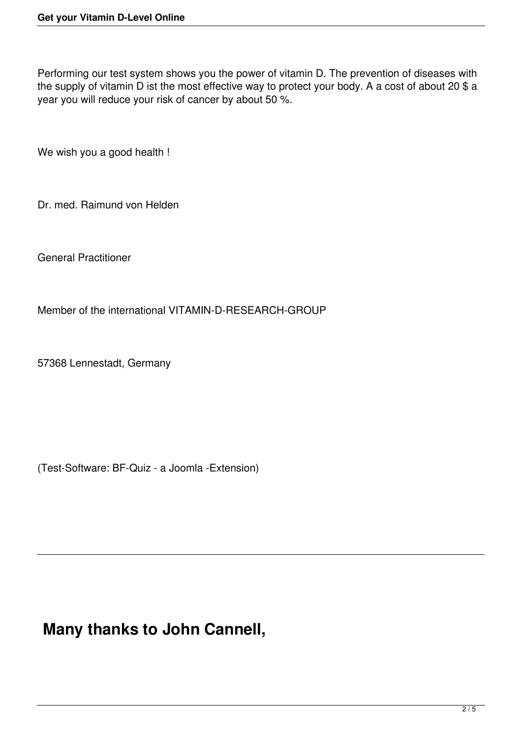Performing our test system shows you the power of vitamin D. The prevention of diseases with the supply of vitamin D ist the most effective way to protect your body. A a cost of about 20 $ a year you will reduce your risk of cancer by about 50 %.

We wish you a good health !

Dr. med. Raimund von Helden

General Practitioner

Member of the international VITAMIN-D-RESEARCH-GROUP

57368 Lennestadt, Germany

(Test-Software: BF-Quiz - a Joomla -Extension)

---

## Many thanks to John Cannell,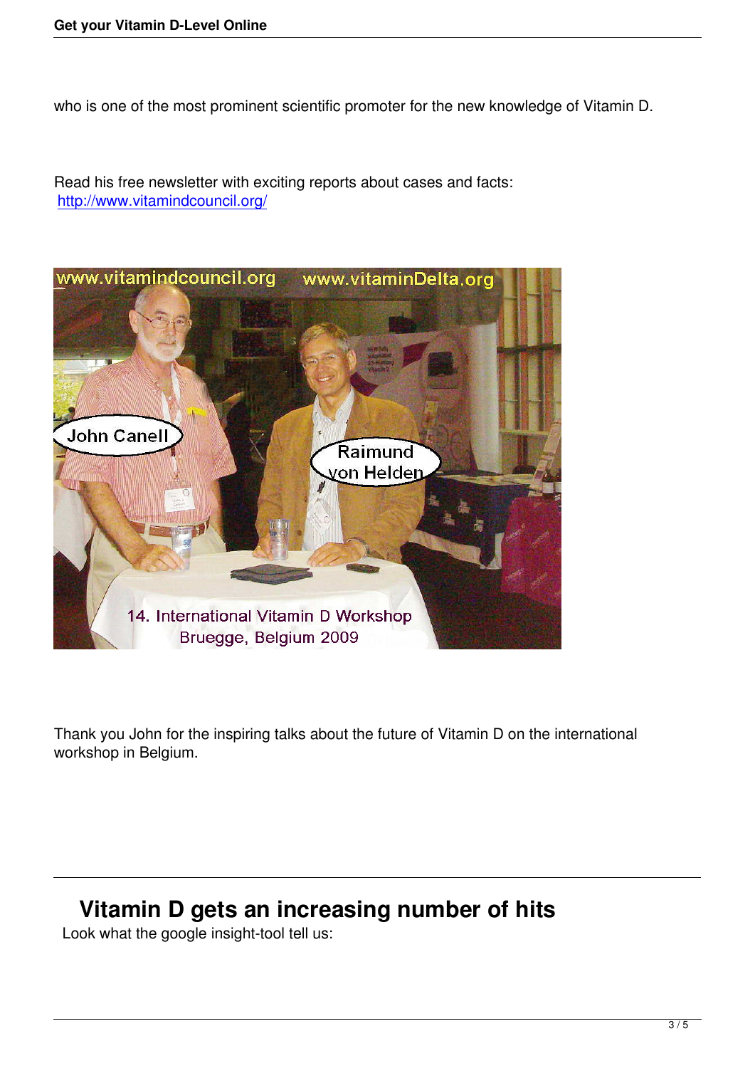who is one of the most prominent scientific promoter for the new knowledge of Vitamin D.

Read his free newsletter with exciting reports about cases and facts: http://www.vitamindcouncil.org/

Thank you John for the inspiring talks about the future of Vitamin D on the international workshop in Belgium.

---

## Vitamin D gets an increasing number of hits

Look what the google insight-tool tell us: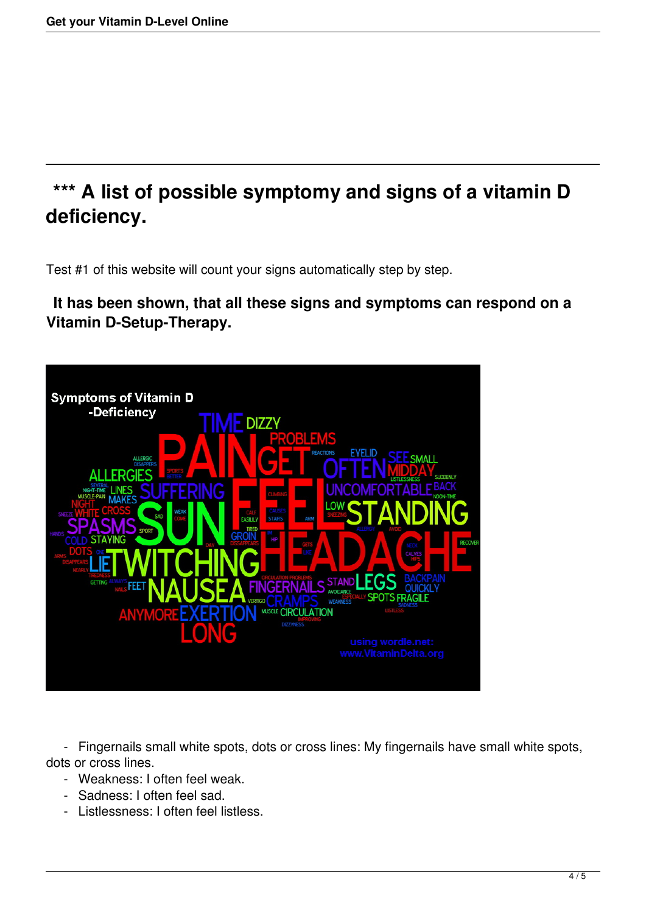## *** A list of possible symptomy and signs of a vitamin D deficiency.

Test #1 of this website will count your signs automatically step by step.

**It has been shown, that all these signs and symptoms can respond on a Vitamin D-Setup-Therapy.**

- Fingernails small white spots, dots or cross lines: My fingernails have small white spots, dots or cross lines.
- Weakness: I often feel weak.
- Sadness: I often feel sad.
- Listlessness: I often feel listless.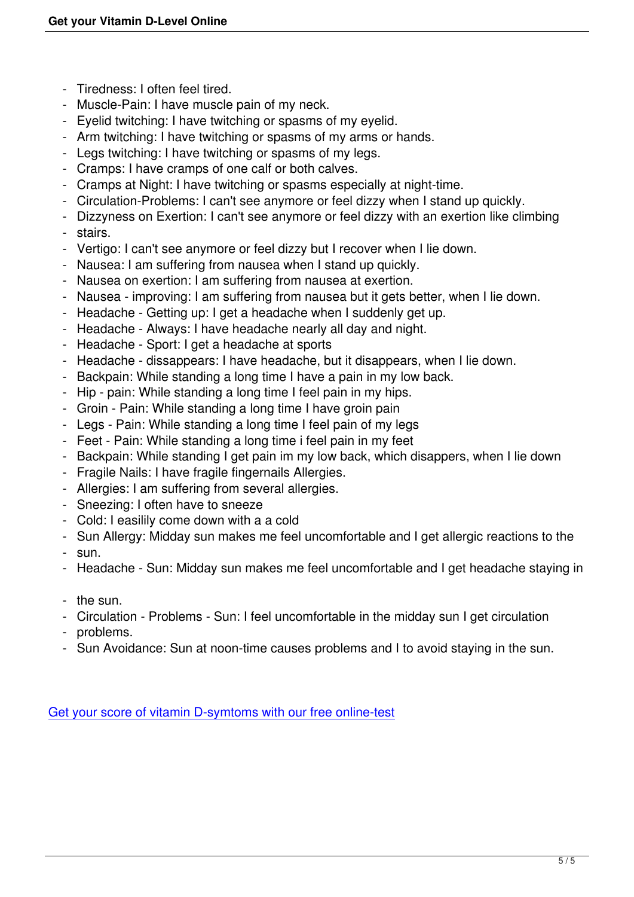- Tiredness: I often feel tired.
- Muscle-Pain: I have muscle pain of my neck.
- Eyelid twitching: I have twitching or spasms of my eyelid.
- Arm twitching: I have twitching or spasms of my arms or hands.
- Legs twitching: I have twitching or spasms of my legs.
- Cramps: I have cramps of one calf or both calves.
- Cramps at Night: I have twitching or spasms especially at night-time.
- Circulation-Problems: I can't see anymore or feel dizzy when I stand up quickly.
- Dizzyness on Exertion: I can't see anymore or feel dizzy with an exertion like climbing stairs.
- Vertigo: I can't see anymore or feel dizzy but I recover when I lie down.
- Nausea: I am suffering from nausea when I stand up quickly.
- Nausea on exertion: I am suffering from nausea at exertion.
- Nausea - improving: I am suffering from nausea but it gets better, when I lie down.
- Headache - Getting up: I get a headache when I suddenly get up.
- Headache - Always: I have headache nearly all day and night.
- Headache - Sport: I get a headache at sports
- Headache - dissappears: I have headache, but it disappears, when I lie down.
- Backpain: While standing a long time I have a pain in my low back.
- Hip - pain: While standing a long time I feel pain in my hips.
- Groin - Pain: While standing a long time I have groin pain
- Legs - Pain: While standing a long time I feel pain of my legs
- Feet - Pain: While standing a long time i feel pain in my feet
- Backpain: While standing I get pain im my low back, which disappers, when I lie down
- Fragile Nails: I have fragile fingernails Allergies.
- Allergies: I am suffering from several allergies.
- Sneezing: I often have to sneeze
- Cold: I easilily come down with a a cold
- Sun Allergy: Midday sun makes me feel uncomfortable and I get allergic reactions to the sun.
- Headache - Sun: Midday sun makes me feel uncomfortable and I get headache staying in the sun.
- Circulation - Problems - Sun: I feel uncomfortable in the midday sun I get circulation problems.
- Sun Avoidance: Sun at noon-time causes problems and I to avoid staying in the sun.

Get your score of vitamin D-symtoms with our free online-test